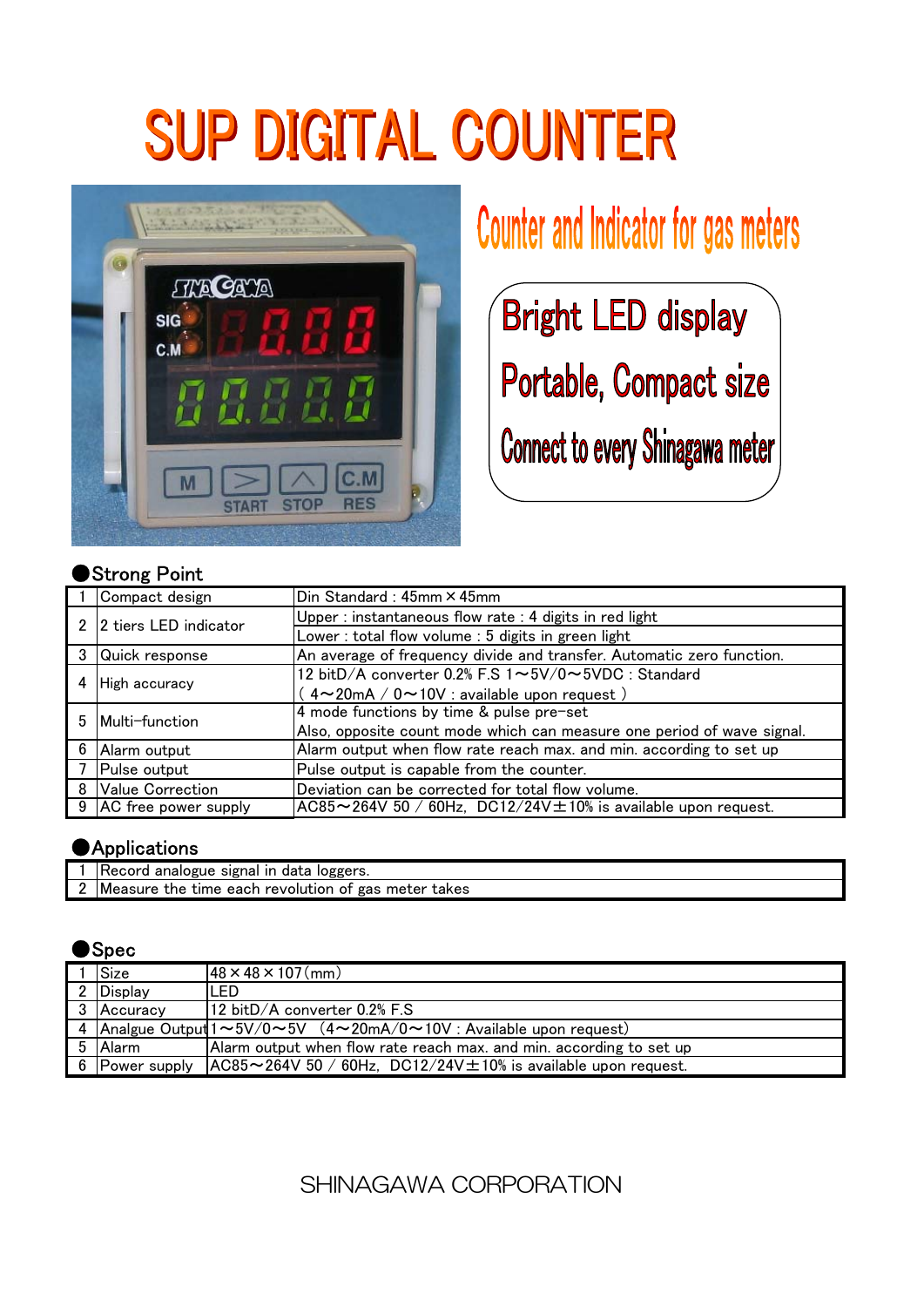# SUP DIGITAL COUNTER

## Counter and Indicator for gas meters

Bright LED display

Portable, Compact size

Connect to every Shinagawa meter

### ●Strong Point

| | | |
|---|---|---|
| 1 | Compact design | Din Standard : 45mm × 45mm |
| 2 | 2 tiers LED indicator | Upper : instantaneous flow rate : 4 digits in red light<br>Lower : total flow volume : 5 digits in green light |
| 3 | Quick response | An average of frequency divide and transfer. Automatic zero function. |
| 4 | High accuracy | 12 bitD/A converter 0.2% F.S 1〜5V/0〜5VDC : Standard<br>( 4〜20mA / 0〜10V : available upon request ) |
| 5 | Multi-function | 4 mode functions by time & pulse pre-set<br>Also, opposite count mode which can measure one period of wave signal. |
| 6 | Alarm output | Alarm output when flow rate reach max. and min. according to set up |
| 7 | Pulse output | Pulse output is capable from the counter. |
| 8 | Value Correction | Deviation can be corrected for total flow volume. |
| 9 | AC free power supply | AC85〜264V 50 / 60Hz, DC12/24V±10% is available upon request. |

### ●Applications

| | |
|---|---|
| 1 | Record analogue signal in data loggers. |
| 2 | Measure the time each revolution of gas meter takes |

### ●Spec

| | | |
|---|---|---|
| 1 | Size | 48 × 48 × 107(mm) |
| 2 | Display | LED |
| 3 | Accuracy | 12 bitD/A converter 0.2% F.S |
| 4 | Analgue Output | 1〜5V/0〜5V (4〜20mA/0〜10V : Available upon request) |
| 5 | Alarm | Alarm output when flow rate reach max. and min. according to set up |
| 6 | Power supply | AC85〜264V 50 / 60Hz, DC12/24V±10% is available upon request. |

SHINAGAWA CORPORATION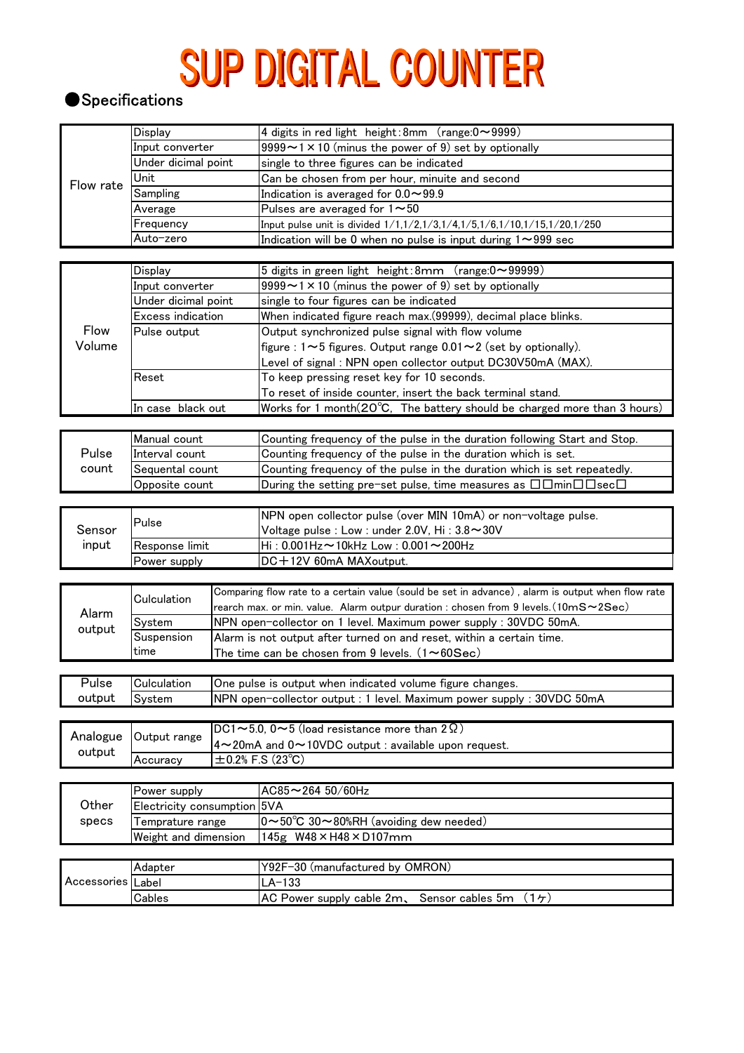# SUP DIGITAL COUNTER

## ●Specifications

| | | |
|---|---|---|
| Flow rate | Display | 4 digits in red light height:8mm (range:0〜9999) |
| | Input converter | 9999〜1×10 (minus the power of 9) set by optionally |
| | Under dicimal point | single to three figures can be indicated |
| | Unit | Can be chosen from per hour, minuite and second |
| | Sampling | Indication is averaged for 0.0〜99.9 |
| | Average | Pulses are averaged for 1〜50 |
| | Frequency | Input pulse unit is divided 1/1,1/2,1/3,1/4,1/5,1/6,1/10,1/15,1/20,1/250 |
| | Auto-zero | Indication will be 0 when no pulse is input during 1〜999 sec |

| | | |
|---|---|---|
| Flow Volume | Display | 5 digits in green light height:8mm (range:0〜99999) |
| | Input converter | 9999〜1×10 (minus the power of 9) set by optionally |
| | Under dicimal point | single to four figures can be indicated |
| | Excess indication | When indicated figure reach max.(99999), decimal place blinks. |
| | Pulse output | Output synchronized pulse signal with flow volume<br>figure : 1〜5 figures. Output range 0.01〜2 (set by optionally).<br>Level of signal : NPN open collector output DC30V50mA (MAX). |
| | Reset | To keep pressing reset key for 10 seconds.<br>To reset of inside counter, insert the back terminal stand. |
| | In case black out | Works for 1 month(20℃, The battery should be charged more than 3 hours) |

| | | |
|---|---|---|
| Pulse count | Manual count | Counting frequency of the pulse in the duration following Start and Stop. |
| | Interval count | Counting frequency of the pulse in the duration which is set. |
| | Sequental count | Counting frequency of the pulse in the duration which is set repeatedly. |
| | Opposite count | During the setting pre-set pulse, time measures as □□min□□sec□ |

| | | |
|---|---|---|
| Sensor input | Pulse | NPN open collector pulse (over MIN 10mA) or non-voltage pulse.<br>Voltage pulse : Low : under 2.0V, Hi : 3.8〜30V |
| | Response limit | Hi : 0.001Hz〜10kHz Low : 0.001〜200Hz |
| | Power supply | DC+12V 60mA MAXoutput. |

| | | |
|---|---|---|
| Alarm output | Culculation | Comparing flow rate to a certain value (sould be set in advance) , alarm is output when flow rate rearch max. or min. value. Alarm outpur duration : chosen from 9 levels.(10mS〜2Sec) |
| | System | NPN open-collector on 1 level. Maximum power supply : 30VDC 50mA. |
| | Suspension time | Alarm is not output after turned on and reset, within a certain time.<br>The time can be chosen from 9 levels. (1〜60Sec) |

| | | |
|---|---|---|
| Pulse output | Culculation | One pulse is output when indicated volume figure changes. |
| | System | NPN open-collector output : 1 level. Maximum power supply : 30VDC 50mA |

| | | |
|---|---|---|
| Analogue output | Output range | DC1〜5.0, 0〜5 (load resistance more than 2Ω)<br>4〜20mA and 0〜10VDC output : available upon request. |
| | Accuracy | ±0.2% F.S (23℃) |

| | | |
|---|---|---|
| Other specs | Power supply | AC85〜264 50/60Hz |
| | Electricity consumption | 5VA |
| | Temprature range | 0〜50℃ 30〜80%RH (avoiding dew needed) |
| | Weight and dimension | 145g W48×H48×D107mm |

| | | |
|---|---|---|
| Accessories | Adapter | Y92F-30 (manufactured by OMRON) |
| | Label | LA-133 |
| | Cables | AC Power supply cable 2m、 Sensor cables 5m (1ヶ) |